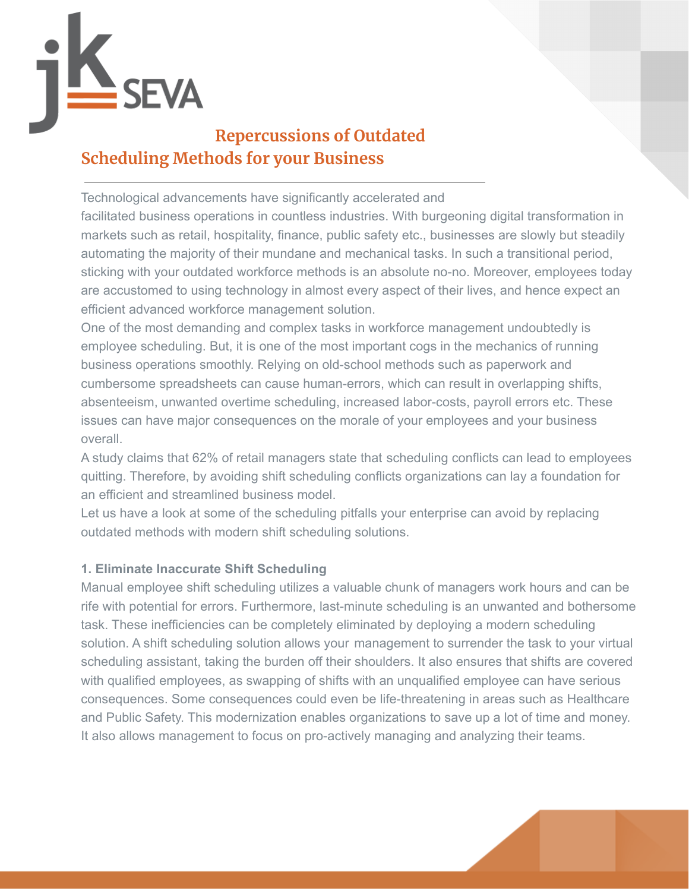# Repercussions of Outdated Scheduling Methods for your Business

Technological advancements have significantly accelerated and facilitated business operations in countless industries. With burgeoning digital transformation in markets such as retail, hospitality, finance, public safety etc., businesses are slowly but steadily automating the majority of their mundane and mechanical tasks. In such a transitional period, sticking with your outdated workforce methods is an absolute no-no. Moreover, employees today are accustomed to using technology in almost every aspect of their lives, and hence expect an efficient advanced workforce management solution.

One of the most demanding and complex tasks in workforce management undoubtedly is employee scheduling. But, it is one of the most important cogs in the mechanics of running business operations smoothly. Relying on old-school methods such as paperwork and cumbersome spreadsheets can cause human-errors, which can result in overlapping shifts, absenteeism, unwanted overtime scheduling, increased labor-costs, payroll errors etc. These issues can have major consequences on the morale of your employees and your business overall.

A study claims that 62% of retail managers state that scheduling conflicts can lead to employees quitting. Therefore, by avoiding shift scheduling conflicts organizations can lay a foundation for an efficient and streamlined business model.

Let us have a look at some of the scheduling pitfalls your enterprise can avoid by replacing outdated methods with modern shift scheduling solutions.

### 1. Eliminate Inaccurate Shift Scheduling

Manual employee shift scheduling utilizes a valuable chunk of managers work hours and can be rife with potential for errors. Furthermore, last-minute scheduling is an unwanted and bothersome task. These inefficiencies can be completely eliminated by deploying a modern scheduling solution. A shift scheduling solution allows your management to surrender the task to your virtual scheduling assistant, taking the burden off their shoulders. It also ensures that shifts are covered with qualified employees, as swapping of shifts with an unqualified employee can have serious consequences. Some consequences could even be life-threatening in areas such as Healthcare and Public Safety. This modernization enables organizations to save up a lot of time and money. It also allows management to focus on pro-actively managing and analyzing their teams.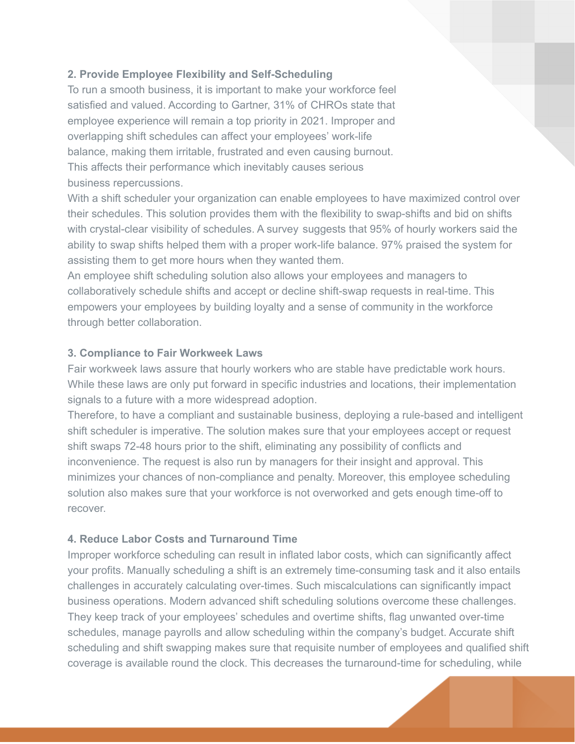**2. Provide Employee Flexibility and Self-Scheduling**

To run a smooth business, it is important to make your workforce feel satisfied and valued. According to Gartner, 31% of CHROs state that employee experience will remain a top priority in 2021. Improper and overlapping shift schedules can affect your employees' work-life balance, making them irritable, frustrated and even causing burnout. This affects their performance which inevitably causes serious business repercussions.

With a shift scheduler your organization can enable employees to have maximized control over their schedules. This solution provides them with the flexibility to swap-shifts and bid on shifts with crystal-clear visibility of schedules. A survey suggests that 95% of hourly workers said the ability to swap shifts helped them with a proper work-life balance. 97% praised the system for assisting them to get more hours when they wanted them.

An employee shift scheduling solution also allows your employees and managers to collaboratively schedule shifts and accept or decline shift-swap requests in real-time. This empowers your employees by building loyalty and a sense of community in the workforce through better collaboration.

**3. Compliance to Fair Workweek Laws**

Fair workweek laws assure that hourly workers who are stable have predictable work hours. While these laws are only put forward in specific industries and locations, their implementation signals to a future with a more widespread adoption.

Therefore, to have a compliant and sustainable business, deploying a rule-based and intelligent shift scheduler is imperative. The solution makes sure that your employees accept or request shift swaps 72-48 hours prior to the shift, eliminating any possibility of conflicts and inconvenience. The request is also run by managers for their insight and approval. This minimizes your chances of non-compliance and penalty. Moreover, this employee scheduling solution also makes sure that your workforce is not overworked and gets enough time-off to recover.

**4. Reduce Labor Costs and Turnaround Time**

Improper workforce scheduling can result in inflated labor costs, which can significantly affect your profits. Manually scheduling a shift is an extremely time-consuming task and it also entails challenges in accurately calculating over-times. Such miscalculations can significantly impact business operations. Modern advanced shift scheduling solutions overcome these challenges. They keep track of your employees' schedules and overtime shifts, flag unwanted over-time schedules, manage payrolls and allow scheduling within the company's budget. Accurate shift scheduling and shift swapping makes sure that requisite number of employees and qualified shift coverage is available round the clock. This decreases the turnaround-time for scheduling, while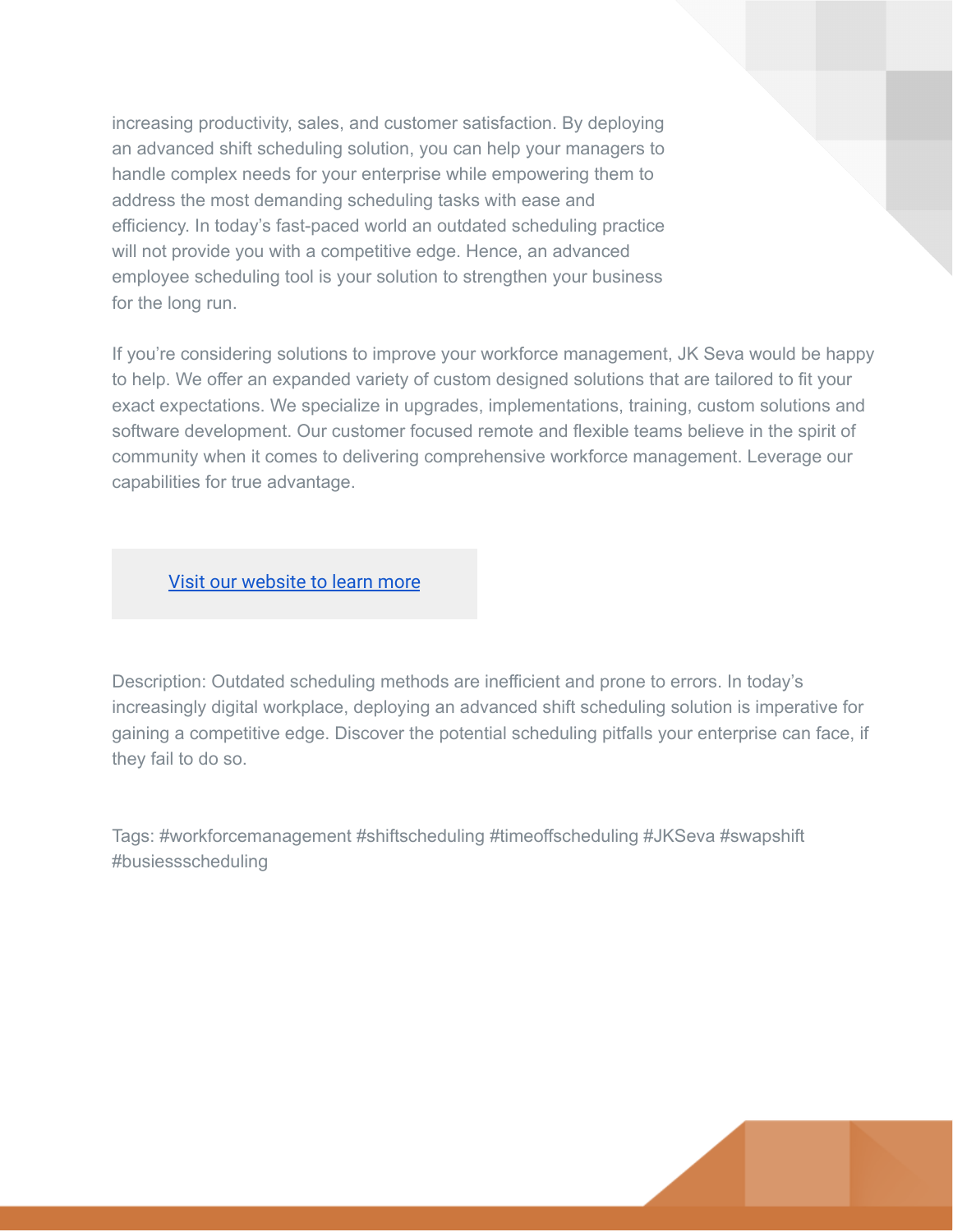increasing productivity, sales, and customer satisfaction. By deploying an advanced shift scheduling solution, you can help your managers to handle complex needs for your enterprise while empowering them to address the most demanding scheduling tasks with ease and efficiency. In today's fast-paced world an outdated scheduling practice will not provide you with a competitive edge. Hence, an advanced employee scheduling tool is your solution to strengthen your business for the long run.

If you're considering solutions to improve your workforce management, JK Seva would be happy to help. We offer an expanded variety of custom designed solutions that are tailored to fit your exact expectations. We specialize in upgrades, implementations, training, custom solutions and software development. Our customer focused remote and flexible teams believe in the spirit of community when it comes to delivering comprehensive workforce management. Leverage our capabilities for true advantage.

Visit our website to learn more

Description: Outdated scheduling methods are inefficient and prone to errors. In today's increasingly digital workplace, deploying an advanced shift scheduling solution is imperative for gaining a competitive edge. Discover the potential scheduling pitfalls your enterprise can face, if they fail to do so.

Tags: #workforcemanagement #shiftscheduling #timeoffscheduling #JKSeva #swapshift #busiessscheduling